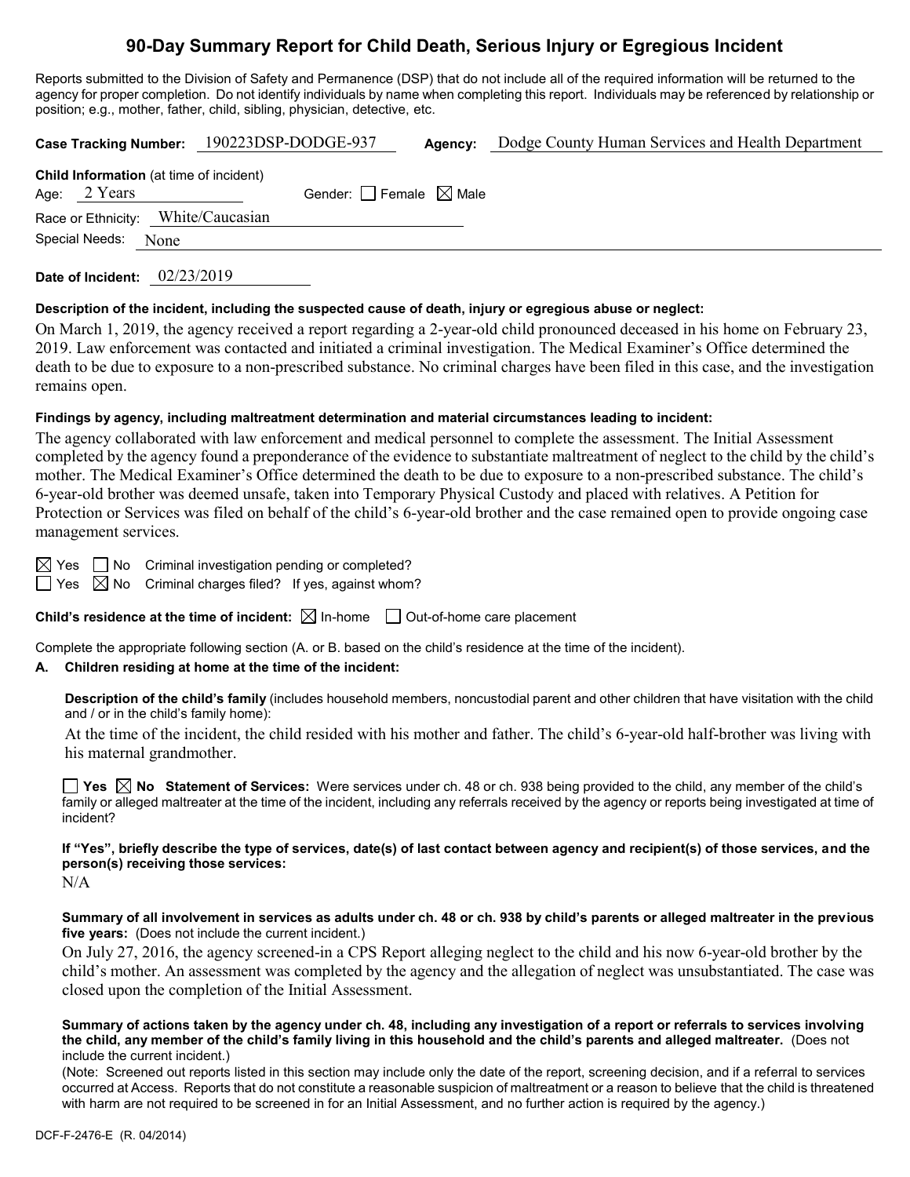# 90-Day Summary Report for Child Death, Serious Injury or Egregious Incident

Reports submitted to the Division of Safety and Permanence (DSP) that do not include all of the required information will be returned to the agency for proper completion. Do not identify individuals by name when completing this report. Individuals may be referenced by relationship or position; e.g., mother, father, child, sibling, physician, detective, etc.

**Case Tracking Number:** 190223DSP-DODGE-937 **Agency:** Dodge County Human Services and Health Department

**Child Information** (at time of incident)

Age: 2 Years Gender: ☐ Female ☒ Male

Race or Ethnicity: White/Caucasian

Special Needs: None

**Date of Incident:** 02/23/2019

**Description of the incident, including the suspected cause of death, injury or egregious abuse or neglect:**

On March 1, 2019, the agency received a report regarding a 2-year-old child pronounced deceased in his home on February 23, 2019. Law enforcement was contacted and initiated a criminal investigation. The Medical Examiner's Office determined the death to be due to exposure to a non-prescribed substance. No criminal charges have been filed in this case, and the investigation remains open.

**Findings by agency, including maltreatment determination and material circumstances leading to incident:**

The agency collaborated with law enforcement and medical personnel to complete the assessment. The Initial Assessment completed by the agency found a preponderance of the evidence to substantiate maltreatment of neglect to the child by the child's mother. The Medical Examiner's Office determined the death to be due to exposure to a non-prescribed substance. The child's 6-year-old brother was deemed unsafe, taken into Temporary Physical Custody and placed with relatives. A Petition for Protection or Services was filed on behalf of the child's 6-year-old brother and the case remained open to provide ongoing case management services.

☒ Yes ☐ No Criminal investigation pending or completed?

☐ Yes ☒ No Criminal charges filed? If yes, against whom?

**Child's residence at the time of incident:** ☒ In-home ☐ Out-of-home care placement

Complete the appropriate following section (A. or B. based on the child's residence at the time of the incident).

**A. Children residing at home at the time of the incident:**

**Description of the child's family** (includes household members, noncustodial parent and other children that have visitation with the child and / or in the child's family home):

At the time of the incident, the child resided with his mother and father. The child's 6-year-old half-brother was living with his maternal grandmother.

☐ **Yes** ☒ **No Statement of Services:** Were services under ch. 48 or ch. 938 being provided to the child, any member of the child's family or alleged maltreater at the time of the incident, including any referrals received by the agency or reports being investigated at time of incident?

**If "Yes", briefly describe the type of services, date(s) of last contact between agency and recipient(s) of those services, and the person(s) receiving those services:**

N/A

**Summary of all involvement in services as adults under ch. 48 or ch. 938 by child's parents or alleged maltreater in the previous five years:** (Does not include the current incident.)

On July 27, 2016, the agency screened-in a CPS Report alleging neglect to the child and his now 6-year-old brother by the child's mother. An assessment was completed by the agency and the allegation of neglect was unsubstantiated. The case was closed upon the completion of the Initial Assessment.

**Summary of actions taken by the agency under ch. 48, including any investigation of a report or referrals to services involving the child, any member of the child's family living in this household and the child's parents and alleged maltreater.** (Does not include the current incident.)

(Note: Screened out reports listed in this section may include only the date of the report, screening decision, and if a referral to services occurred at Access. Reports that do not constitute a reasonable suspicion of maltreatment or a reason to believe that the child is threatened with harm are not required to be screened in for an Initial Assessment, and no further action is required by the agency.)

DCF-F-2476-E (R. 04/2014)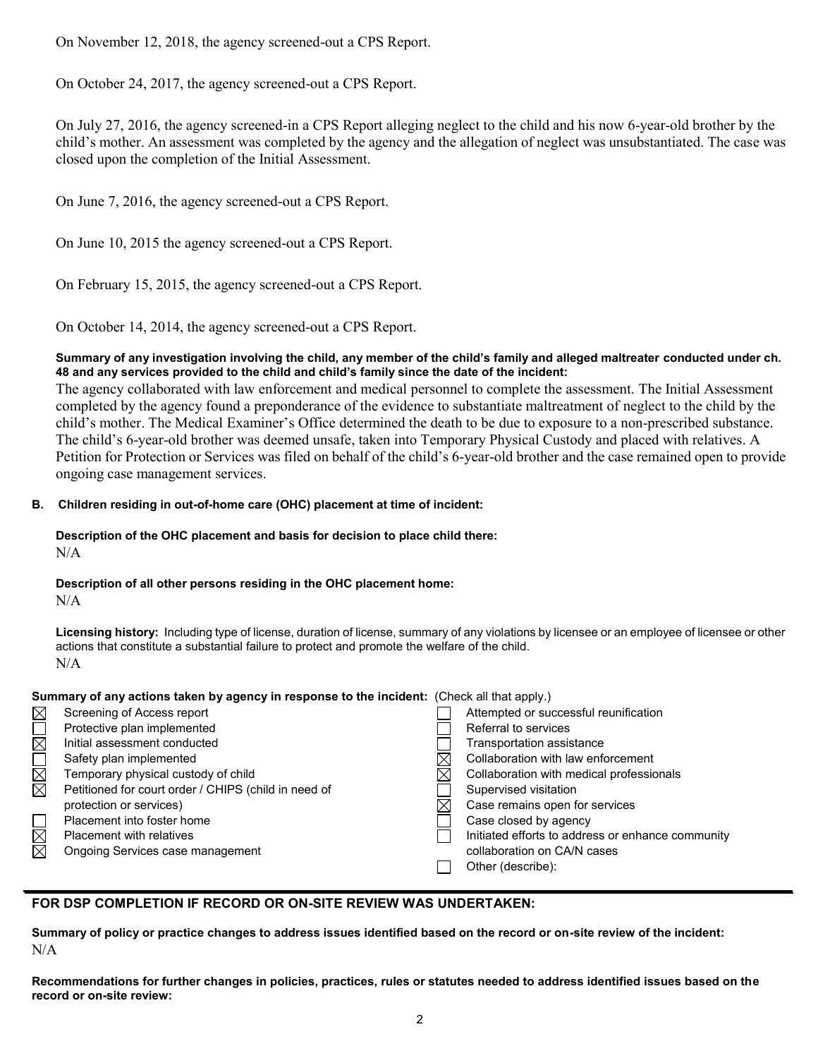On November 12, 2018, the agency screened-out a CPS Report.

On October 24, 2017, the agency screened-out a CPS Report.

On July 27, 2016, the agency screened-in a CPS Report alleging neglect to the child and his now 6-year-old brother by the child's mother. An assessment was completed by the agency and the allegation of neglect was unsubstantiated. The case was closed upon the completion of the Initial Assessment.

On June 7, 2016, the agency screened-out a CPS Report.

On June 10, 2015 the agency screened-out a CPS Report.

On February 15, 2015, the agency screened-out a CPS Report.

On October 14, 2014, the agency screened-out a CPS Report.

**Summary of any investigation involving the child, any member of the child's family and alleged maltreater conducted under ch. 48 and any services provided to the child and child's family since the date of the incident:**

The agency collaborated with law enforcement and medical personnel to complete the assessment. The Initial Assessment completed by the agency found a preponderance of the evidence to substantiate maltreatment of neglect to the child by the child's mother. The Medical Examiner's Office determined the death to be due to exposure to a non-prescribed substance. The child's 6-year-old brother was deemed unsafe, taken into Temporary Physical Custody and placed with relatives. A Petition for Protection or Services was filed on behalf of the child's 6-year-old brother and the case remained open to provide ongoing case management services.

**B. Children residing in out-of-home care (OHC) placement at time of incident:**

**Description of the OHC placement and basis for decision to place child there:**

N/A

**Description of all other persons residing in the OHC placement home:**

N/A

**Licensing history:** Including type of license, duration of license, summary of any violations by licensee or an employee of licensee or other actions that constitute a substantial failure to protect and promote the welfare of the child.

N/A

**Summary of any actions taken by agency in response to the incident:** (Check all that apply.)

- ☒ Screening of Access report
- ☐ Protective plan implemented
- ☒ Initial assessment conducted
- ☐ Safety plan implemented
- ☒ Temporary physical custody of child
- ☒ Petitioned for court order / CHIPS (child in need of protection or services)
- ☐ Placement into foster home
- ☒ Placement with relatives
- ☒ Ongoing Services case management
- ☐ Attempted or successful reunification
- ☐ Referral to services
- ☐ Transportation assistance
- ☒ Collaboration with law enforcement
- ☒ Collaboration with medical professionals
- ☐ Supervised visitation
- ☒ Case remains open for services
- ☐ Case closed by agency
- ☐ Initiated efforts to address or enhance community collaboration on CA/N cases
- ☐ Other (describe):

## FOR DSP COMPLETION IF RECORD OR ON-SITE REVIEW WAS UNDERTAKEN:

**Summary of policy or practice changes to address issues identified based on the record or on-site review of the incident:**

N/A

**Recommendations for further changes in policies, practices, rules or statutes needed to address identified issues based on the record or on-site review:**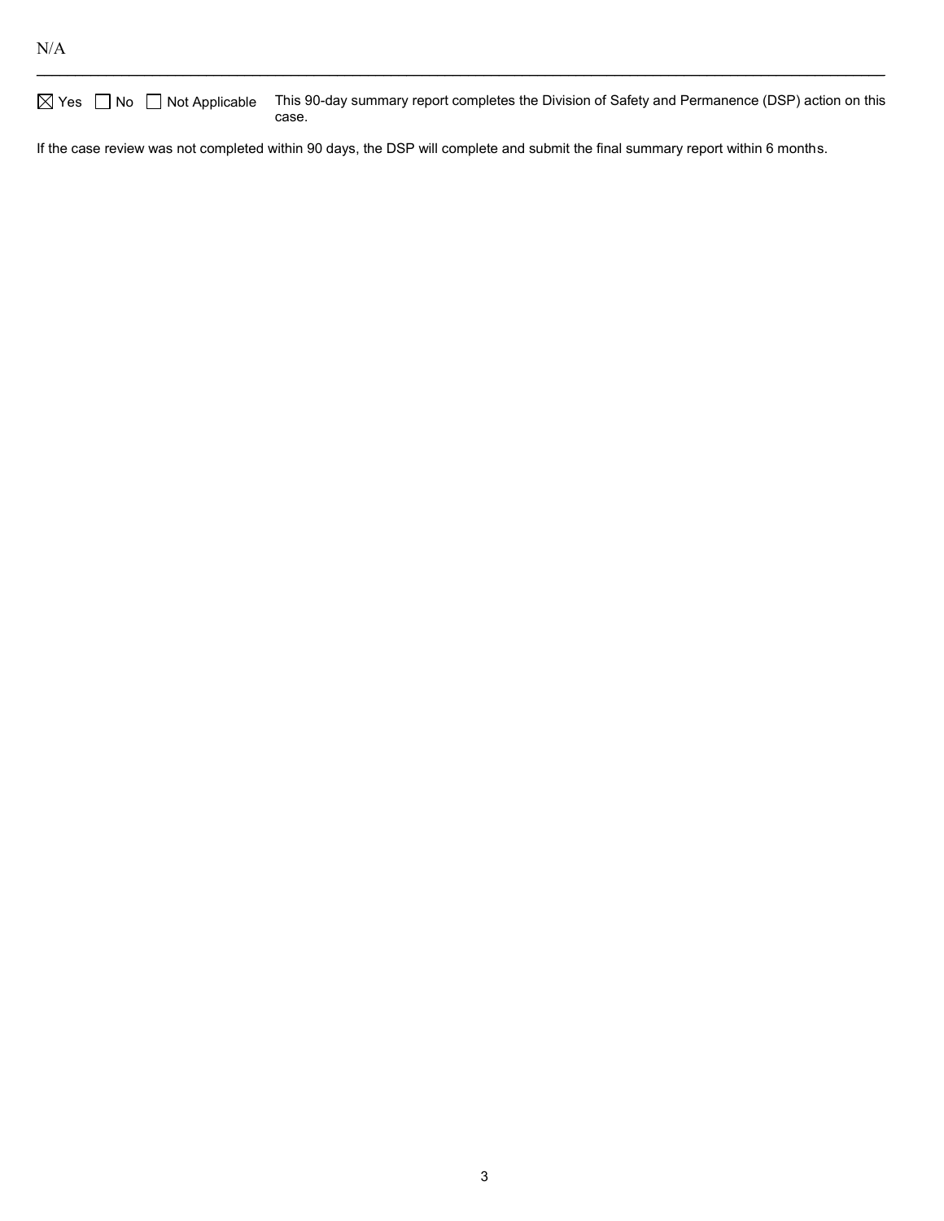N/A

---

☒ Yes ☐ No ☐ Not Applicable This 90-day summary report completes the Division of Safety and Permanence (DSP) action on this case.

If the case review was not completed within 90 days, the DSP will complete and submit the final summary report within 6 months.